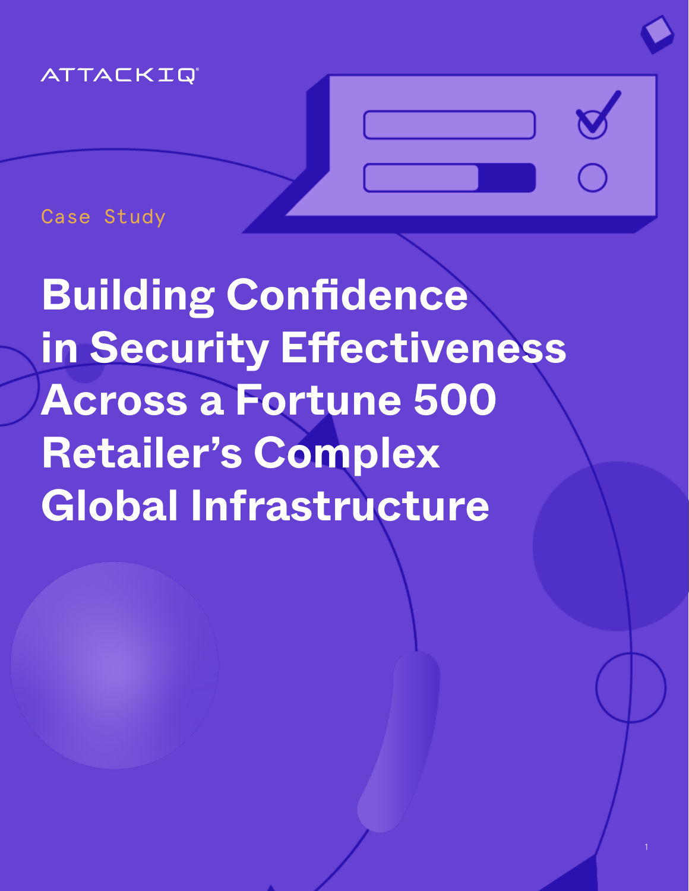ATTACKIQ

Case Study

# Building Confidence in Security Effectiveness Across a Fortune 500 Retailer's Complex Global Infrastructure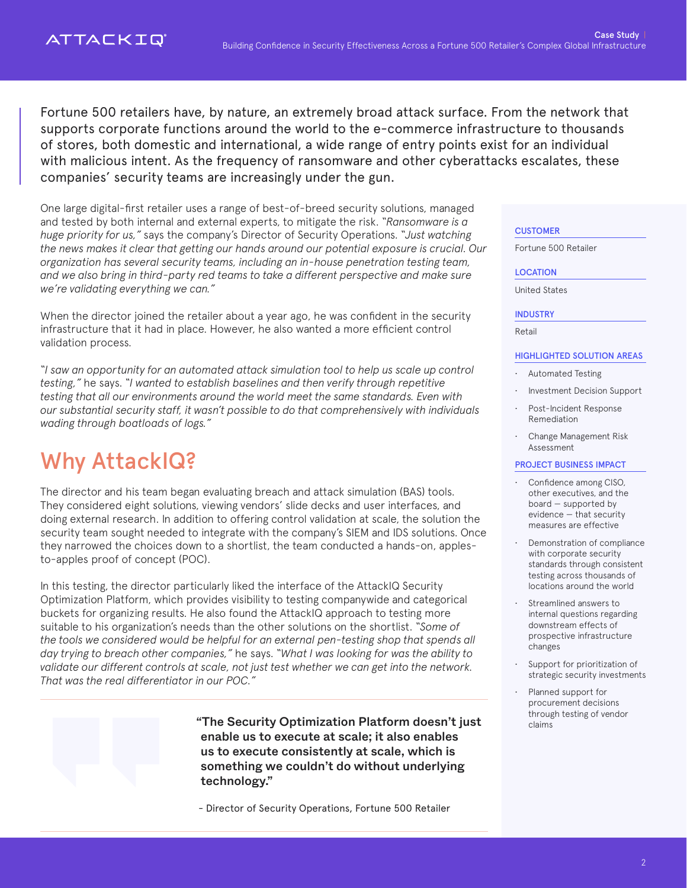Fortune 500 retailers have, by nature, an extremely broad attack surface. From the network that supports corporate functions around the world to the e-commerce infrastructure to thousands of stores, both domestic and international, a wide range of entry points exist for an individual with malicious intent. As the frequency of ransomware and other cyberattacks escalates, these companies' security teams are increasingly under the gun.

One large digital-first retailer uses a range of best-of-breed security solutions, managed and tested by both internal and external experts, to mitigate the risk. *"Ransomware is a huge priority for us,"* says the company's Director of Security Operations. *"Just watching the news makes it clear that getting our hands around our potential exposure is crucial. Our organization has several security teams, including an in-house penetration testing team, and we also bring in third-party red teams to take a different perspective and make sure we're validating everything we can."*

When the director joined the retailer about a year ago, he was confident in the security infrastructure that it had in place. However, he also wanted a more efficient control validation process.

*"I saw an opportunity for an automated attack simulation tool to help us scale up control testing,"* he says. *"I wanted to establish baselines and then verify through repetitive testing that all our environments around the world meet the same standards. Even with our substantial security staff, it wasn't possible to do that comprehensively with individuals wading through boatloads of logs."*

## Why AttackIQ?

The director and his team began evaluating breach and attack simulation (BAS) tools. They considered eight solutions, viewing vendors' slide decks and user interfaces, and doing external research. In addition to offering control validation at scale, the solution the security team sought needed to integrate with the company's SIEM and IDS solutions. Once they narrowed the choices down to a shortlist, the team conducted a hands-on, apples-to-apples proof of concept (POC).

In this testing, the director particularly liked the interface of the AttackIQ Security Optimization Platform, which provides visibility to testing companywide and categorical buckets for organizing results. He also found the AttackIQ approach to testing more suitable to his organization's needs than the other solutions on the shortlist. *"Some of the tools we considered would be helpful for an external pen-testing shop that spends all day trying to breach other companies,"* he says. *"What I was looking for was the ability to validate our different controls at scale, not just test whether we can get into the network. That was the real differentiator in our POC."*

> **"The Security Optimization Platform doesn't just enable us to execute at scale; it also enables us to execute consistently at scale, which is something we couldn't do without underlying technology."**
>
> \- Director of Security Operations, Fortune 500 Retailer

**CUSTOMER**

Fortune 500 Retailer

**LOCATION**

United States

**INDUSTRY**

Retail

**HIGHLIGHTED SOLUTION AREAS**

- Automated Testing
- Investment Decision Support
- Post-Incident Response Remediation
- Change Management Risk Assessment

**PROJECT BUSINESS IMPACT**

- Confidence among CISO, other executives, and the board — supported by evidence — that security measures are effective
- Demonstration of compliance with corporate security standards through consistent testing across thousands of locations around the world
- Streamlined answers to internal questions regarding downstream effects of prospective infrastructure changes
- Support for prioritization of strategic security investments
- Planned support for procurement decisions through testing of vendor claims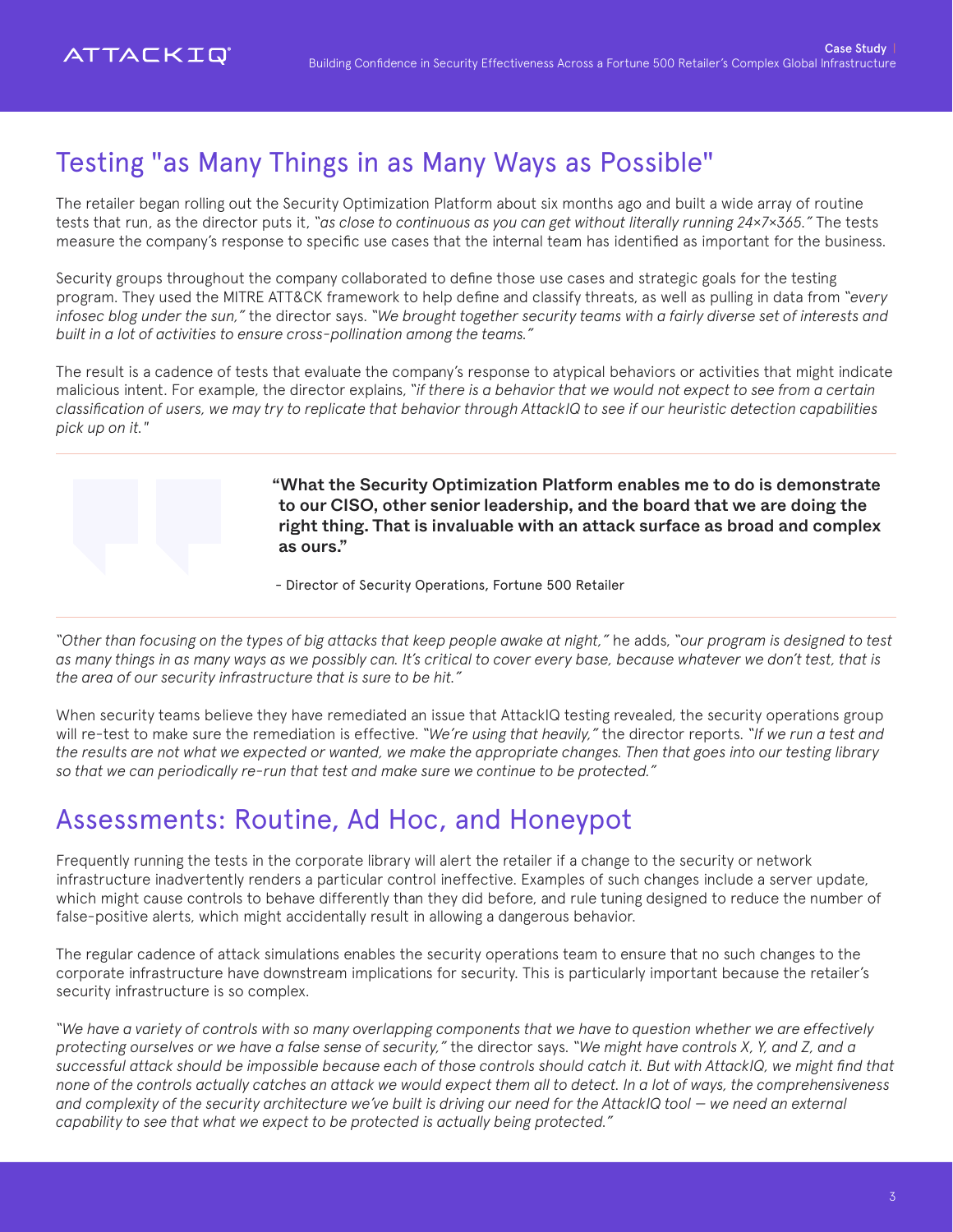## Testing "as Many Things in as Many Ways as Possible"

The retailer began rolling out the Security Optimization Platform about six months ago and built a wide array of routine tests that run, as the director puts it, *"as close to continuous as you can get without literally running 24×7×365."* The tests measure the company's response to specific use cases that the internal team has identified as important for the business.

Security groups throughout the company collaborated to define those use cases and strategic goals for the testing program. They used the MITRE ATT&CK framework to help define and classify threats, as well as pulling in data from *"every infosec blog under the sun,"* the director says. *"We brought together security teams with a fairly diverse set of interests and built in a lot of activities to ensure cross-pollination among the teams."*

The result is a cadence of tests that evaluate the company's response to atypical behaviors or activities that might indicate malicious intent. For example, the director explains, *"if there is a behavior that we would not expect to see from a certain classification of users, we may try to replicate that behavior through AttackIQ to see if our heuristic detection capabilities pick up on it."*

> **"What the Security Optimization Platform enables me to do is demonstrate to our CISO, other senior leadership, and the board that we are doing the right thing. That is invaluable with an attack surface as broad and complex as ours."**
>
> \- Director of Security Operations, Fortune 500 Retailer

*"Other than focusing on the types of big attacks that keep people awake at night,"* he adds, *"our program is designed to test as many things in as many ways as we possibly can. It's critical to cover every base, because whatever we don't test, that is the area of our security infrastructure that is sure to be hit."*

When security teams believe they have remediated an issue that AttackIQ testing revealed, the security operations group will re-test to make sure the remediation is effective. *"We're using that heavily,"* the director reports. *"If we run a test and the results are not what we expected or wanted, we make the appropriate changes. Then that goes into our testing library so that we can periodically re-run that test and make sure we continue to be protected."*

## Assessments: Routine, Ad Hoc, and Honeypot

Frequently running the tests in the corporate library will alert the retailer if a change to the security or network infrastructure inadvertently renders a particular control ineffective. Examples of such changes include a server update, which might cause controls to behave differently than they did before, and rule tuning designed to reduce the number of false-positive alerts, which might accidentally result in allowing a dangerous behavior.

The regular cadence of attack simulations enables the security operations team to ensure that no such changes to the corporate infrastructure have downstream implications for security. This is particularly important because the retailer's security infrastructure is so complex.

*"We have a variety of controls with so many overlapping components that we have to question whether we are effectively protecting ourselves or we have a false sense of security,"* the director says. *"We might have controls X, Y, and Z, and a successful attack should be impossible because each of those controls should catch it. But with AttackIQ, we might find that none of the controls actually catches an attack we would expect them all to detect. In a lot of ways, the comprehensiveness and complexity of the security architecture we've built is driving our need for the AttackIQ tool — we need an external capability to see that what we expect to be protected is actually being protected."*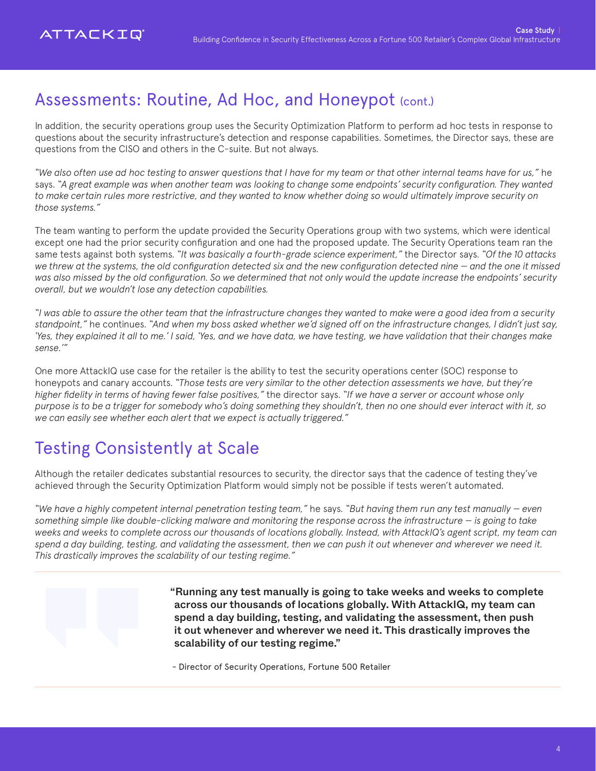## Assessments: Routine, Ad Hoc, and Honeypot (cont.)

In addition, the security operations group uses the Security Optimization Platform to perform ad hoc tests in response to questions about the security infrastructure's detection and response capabilities. Sometimes, the Director says, these are questions from the CISO and others in the C-suite. But not always.

*"We also often use ad hoc testing to answer questions that I have for my team or that other internal teams have for us,"* he says. *"A great example was when another team was looking to change some endpoints' security configuration. They wanted to make certain rules more restrictive, and they wanted to know whether doing so would ultimately improve security on those systems."*

The team wanting to perform the update provided the Security Operations group with two systems, which were identical except one had the prior security configuration and one had the proposed update. The Security Operations team ran the same tests against both systems. *"It was basically a fourth-grade science experiment,"* the Director says. *"Of the 10 attacks we threw at the systems, the old configuration detected six and the new configuration detected nine — and the one it missed was also missed by the old configuration. So we determined that not only would the update increase the endpoints' security overall, but we wouldn't lose any detection capabilities.*

*"I was able to assure the other team that the infrastructure changes they wanted to make were a good idea from a security standpoint,"* he continues. *"And when my boss asked whether we'd signed off on the infrastructure changes, I didn't just say, 'Yes, they explained it all to me.' I said, 'Yes, and we have data, we have testing, we have validation that their changes make sense.'"*

One more AttackIQ use case for the retailer is the ability to test the security operations center (SOC) response to honeypots and canary accounts. *"Those tests are very similar to the other detection assessments we have, but they're higher fidelity in terms of having fewer false positives,"* the director says. *"If we have a server or account whose only purpose is to be a trigger for somebody who's doing something they shouldn't, then no one should ever interact with it, so we can easily see whether each alert that we expect is actually triggered."*

## Testing Consistently at Scale

Although the retailer dedicates substantial resources to security, the director says that the cadence of testing they've achieved through the Security Optimization Platform would simply not be possible if tests weren't automated.

*"We have a highly competent internal penetration testing team,"* he says. *"But having them run any test manually — even something simple like double-clicking malware and monitoring the response across the infrastructure — is going to take weeks and weeks to complete across our thousands of locations globally. Instead, with AttackIQ's agent script, my team can spend a day building, testing, and validating the assessment, then we can push it out whenever and wherever we need it. This drastically improves the scalability of our testing regime."*

> **"Running any test manually is going to take weeks and weeks to complete across our thousands of locations globally. With AttackIQ, my team can spend a day building, testing, and validating the assessment, then push it out whenever and wherever we need it. This drastically improves the scalability of our testing regime."**
>
> \- Director of Security Operations, Fortune 500 Retailer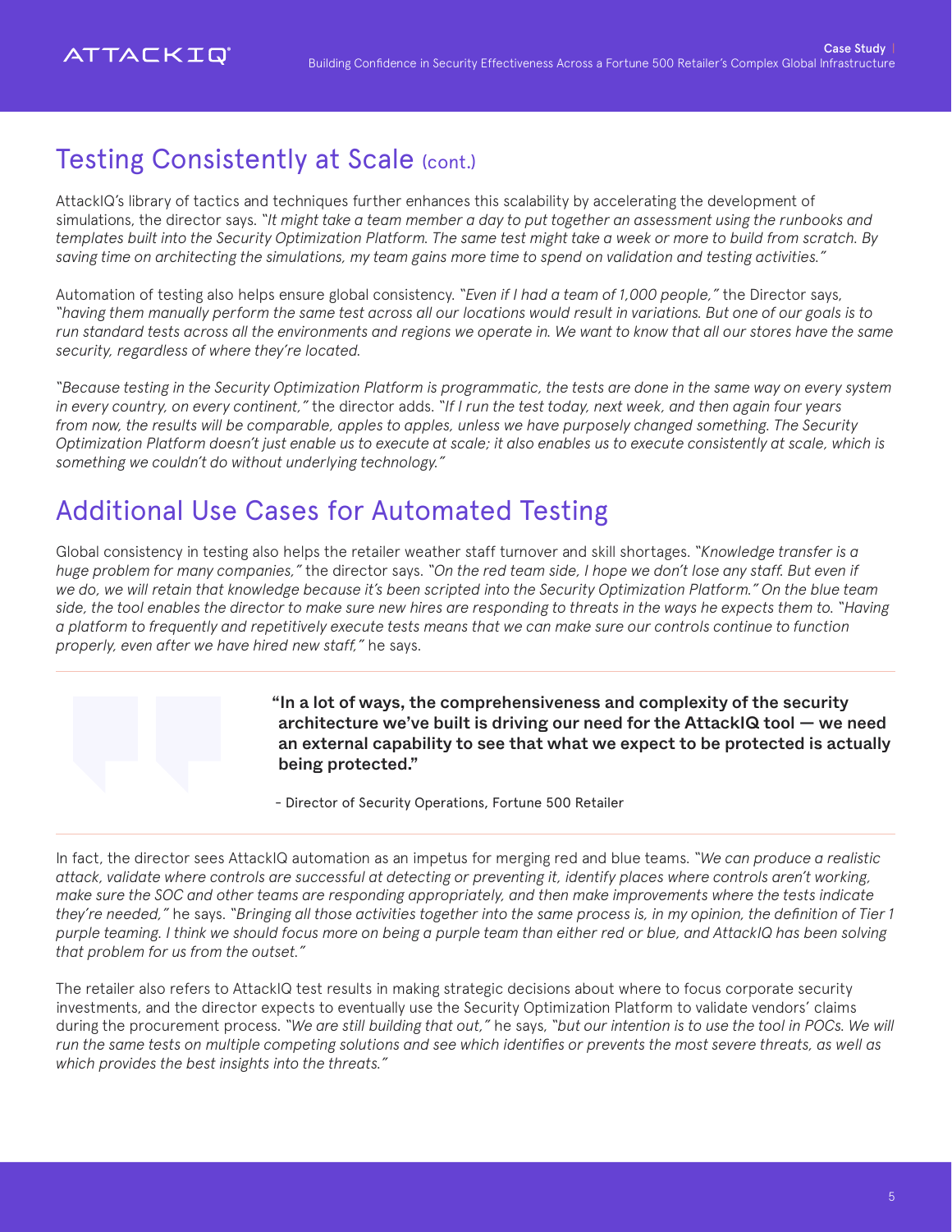## Testing Consistently at Scale (cont.)

AttackIQ's library of tactics and techniques further enhances this scalability by accelerating the development of simulations, the director says. "*It might take a team member a day to put together an assessment using the runbooks and templates built into the Security Optimization Platform. The same test might take a week or more to build from scratch. By saving time on architecting the simulations, my team gains more time to spend on validation and testing activities.*"

Automation of testing also helps ensure global consistency. "*Even if I had a team of 1,000 people,*" the Director says, "*having them manually perform the same test across all our locations would result in variations. But one of our goals is to run standard tests across all the environments and regions we operate in. We want to know that all our stores have the same security, regardless of where they're located.*

"*Because testing in the Security Optimization Platform is programmatic, the tests are done in the same way on every system in every country, on every continent,*" the director adds. "*If I run the test today, next week, and then again four years from now, the results will be comparable, apples to apples, unless we have purposely changed something. The Security Optimization Platform doesn't just enable us to execute at scale; it also enables us to execute consistently at scale, which is something we couldn't do without underlying technology.*"

## Additional Use Cases for Automated Testing

Global consistency in testing also helps the retailer weather staff turnover and skill shortages. "*Knowledge transfer is a huge problem for many companies,*" the director says. "*On the red team side, I hope we don't lose any staff. But even if we do, we will retain that knowledge because it's been scripted into the Security Optimization Platform.*" On the blue team side, the tool enables the director to make sure new hires are responding to threats in the ways he expects them to. "*Having a platform to frequently and repetitively execute tests means that we can make sure our controls continue to function properly, even after we have hired new staff,*" he says.

> **"In a lot of ways, the comprehensiveness and complexity of the security architecture we've built is driving our need for the AttackIQ tool — we need an external capability to see that what we expect to be protected is actually being protected."**
>
> \- Director of Security Operations, Fortune 500 Retailer

In fact, the director sees AttackIQ automation as an impetus for merging red and blue teams. "*We can produce a realistic attack, validate where controls are successful at detecting or preventing it, identify places where controls aren't working, make sure the SOC and other teams are responding appropriately, and then make improvements where the tests indicate they're needed,*" he says. "*Bringing all those activities together into the same process is, in my opinion, the definition of Tier 1 purple teaming. I think we should focus more on being a purple team than either red or blue, and AttackIQ has been solving that problem for us from the outset.*"

The retailer also refers to AttackIQ test results in making strategic decisions about where to focus corporate security investments, and the director expects to eventually use the Security Optimization Platform to validate vendors' claims during the procurement process. "*We are still building that out,*" he says, "*but our intention is to use the tool in POCs. We will run the same tests on multiple competing solutions and see which identifies or prevents the most severe threats, as well as which provides the best insights into the threats.*"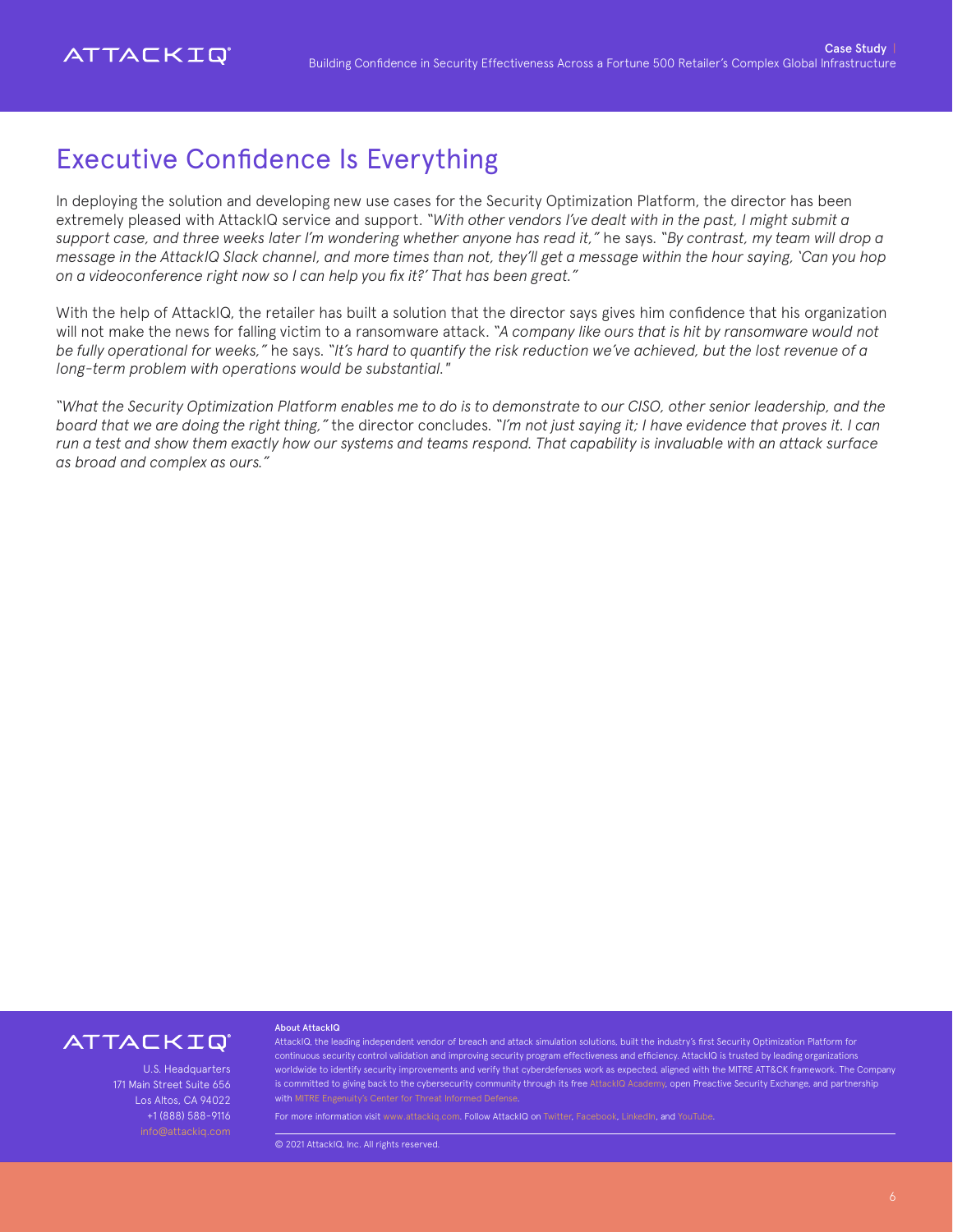## Executive Confidence Is Everything

In deploying the solution and developing new use cases for the Security Optimization Platform, the director has been extremely pleased with AttackIQ service and support. *"With other vendors I've dealt with in the past, I might submit a support case, and three weeks later I'm wondering whether anyone has read it,"* he says. *"By contrast, my team will drop a message in the AttackIQ Slack channel, and more times than not, they'll get a message within the hour saying, 'Can you hop on a videoconference right now so I can help you fix it?' That has been great."*

With the help of AttackIQ, the retailer has built a solution that the director says gives him confidence that his organization will not make the news for falling victim to a ransomware attack. *"A company like ours that is hit by ransomware would not be fully operational for weeks,"* he says. *"It's hard to quantify the risk reduction we've achieved, but the lost revenue of a long-term problem with operations would be substantial."*

*"What the Security Optimization Platform enables me to do is to demonstrate to our CISO, other senior leadership, and the board that we are doing the right thing,"* the director concludes. *"I'm not just saying it; I have evidence that proves it. I can run a test and show them exactly how our systems and teams respond. That capability is invaluable with an attack surface as broad and complex as ours."*

ATTACKIQ

U.S. Headquarters
171 Main Street Suite 656
Los Altos, CA 94022
+1 (888) 588-9116
info@attackiq.com

**About AttackIQ**

AttackIQ, the leading independent vendor of breach and attack simulation solutions, built the industry's first Security Optimization Platform for continuous security control validation and improving security program effectiveness and efficiency. AttackIQ is trusted by leading organizations worldwide to identify security improvements and verify that cyberdefenses work as expected, aligned with the MITRE ATT&CK framework. The Company is committed to giving back to the cybersecurity community through its free AttackIQ Academy, open Preactive Security Exchange, and partnership with MITRE Engenuity's Center for Threat Informed Defense.

For more information visit www.attackiq.com. Follow AttackIQ on Twitter, Facebook, LinkedIn, and YouTube.

© 2021 AttackIQ, Inc. All rights reserved.